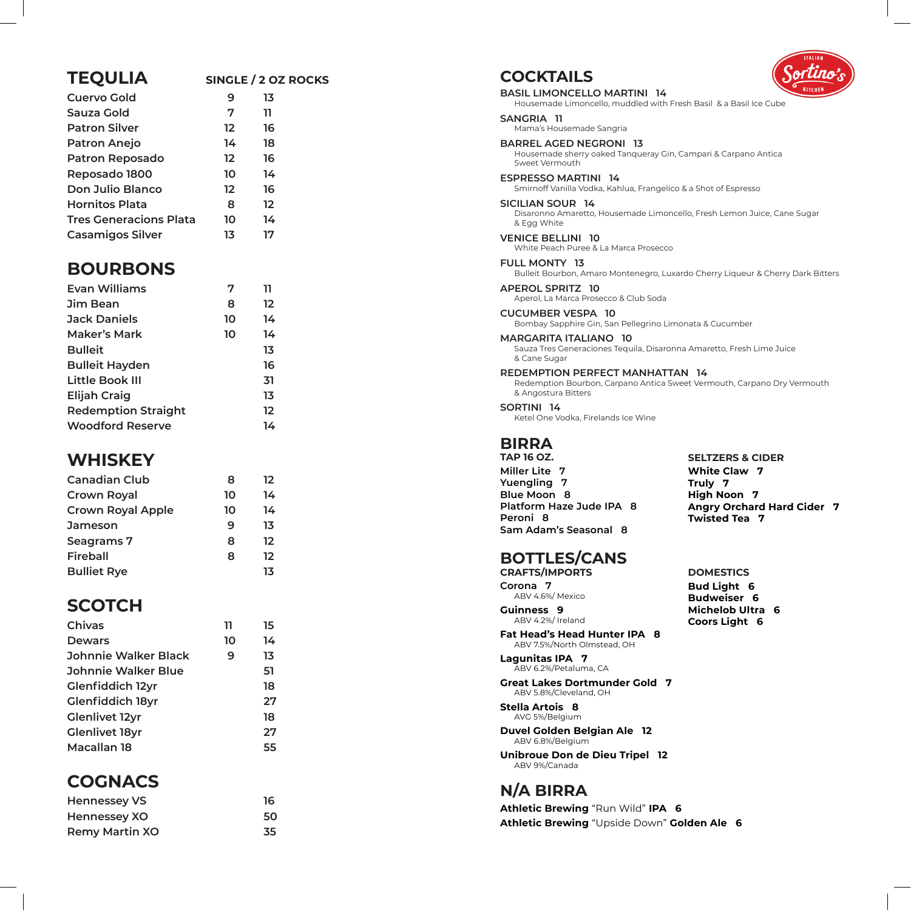## TEQULIA

| | SINGLE / 2 OZ ROCKS | |
|---|---|---|
| Cuervo Gold | 9 | 13 |
| Sauza Gold | 7 | 11 |
| Patron Silver | 12 | 16 |
| Patron Anejo | 14 | 18 |
| Patron Reposado | 12 | 16 |
| Reposado 1800 | 10 | 14 |
| Don Julio Blanco | 12 | 16 |
| Hornitos Plata | 8 | 12 |
| Tres Generacions Plata | 10 | 14 |
| Casamigos Silver | 13 | 17 |

## BOURBONS

| | | |
|---|---|---|
| Evan Williams | 7 | 11 |
| Jim Bean | 8 | 12 |
| Jack Daniels | 10 | 14 |
| Maker's Mark | 10 | 14 |
| Bulleit | | 13 |
| Bulleit Hayden | | 16 |
| Little Book III | | 31 |
| Elijah Craig | | 13 |
| Redemption Straight | | 12 |
| Woodford Reserve | | 14 |

## WHISKEY

| | | |
|---|---|---|
| Canadian Club | 8 | 12 |
| Crown Royal | 10 | 14 |
| Crown Royal Apple | 10 | 14 |
| Jameson | 9 | 13 |
| Seagrams 7 | 8 | 12 |
| Fireball | 8 | 12 |
| Bulliet Rye | | 13 |

## SCOTCH

| | | |
|---|---|---|
| Chivas | 11 | 15 |
| Dewars | 10 | 14 |
| Johnnie Walker Black | 9 | 13 |
| Johnnie Walker Blue | | 51 |
| Glenfiddich 12yr | | 18 |
| Glenfiddich 18yr | | 27 |
| Glenlivet 12yr | | 18 |
| Glenlivet 18yr | | 27 |
| Macallan 18 | | 55 |

## COGNACS

| | | |
|---|---|---|
| Hennessey VS | | 16 |
| Hennessey XO | | 50 |
| Remy Martin XO | | 35 |

## COCKTAILS

**BASIL LIMONCELLO MARTINI 14**
Housemade Limoncello, muddled with Fresh Basil & a Basil Ice Cube

**SANGRIA 11**
Mama's Housemade Sangria

**BARREL AGED NEGRONI 13**
Housemade sherry oaked Tanqueray Gin, Campari & Carpano Antica Sweet Vermouth

**ESPRESSO MARTINI 14**
Smirnoff Vanilla Vodka, Kahlua, Frangelico & a Shot of Espresso

**SICILIAN SOUR 14**
Disaronno Amaretto, Housemade Limoncello, Fresh Lemon Juice, Cane Sugar & Egg White

**VENICE BELLINI 10**
White Peach Puree & La Marca Prosecco

**FULL MONTY 13**
Bulleit Bourbon, Amaro Montenegro, Luxardo Cherry Liqueur & Cherry Dark Bitters

**APEROL SPRITZ 10**
Aperol, La Marca Prosecco & Club Soda

**CUCUMBER VESPA 10**
Bombay Sapphire Gin, San Pellegrino Limonata & Cucumber

**MARGARITA ITALIANO 10**
Sauza Tres Generaciones Tequila, Disaronna Amaretto, Fresh Lime Juice & Cane Sugar

**REDEMPTION PERFECT MANHATTAN 14**
Redemption Bourbon, Carpano Antica Sweet Vermouth, Carpano Dry Vermouth & Angostura Bitters

**SORTINI 14**
Ketel One Vodka, Firelands Ice Wine

## BIRRA

**TAP 16 OZ.**

**Miller Lite 7**
**Yuengling 7**
**Blue Moon 8**
**Platform Haze Jude IPA 8**
**Peroni 8**
**Sam Adam's Seasonal 8**

**SELTZERS & CIDER**

**White Claw 7**
**Truly 7**
**High Noon 7**
**Angry Orchard Hard Cider 7**
**Twisted Tea 7**

## BOTTLES/CANS

**CRAFTS/IMPORTS**

**Corona 7**
ABV 4.6%/ Mexico

**Guinness 9**
ABV 4.2%/ Ireland

**Fat Head's Head Hunter IPA 8**
ABV 7.5%/North Olmstead, OH

**Lagunitas IPA 7**
ABV 6.2%/Petaluma, CA

**Great Lakes Dortmunder Gold 7**
ABV 5.8%/Cleveland, OH

**Stella Artois 8**
AVG 5%/Belgium

**Duvel Golden Belgian Ale 12**
ABV 6.8%/Belgium

**Unibroue Don de Dieu Tripel 12**
ABV 9%/Canada

**DOMESTICS**

**Bud Light 6**
**Budweiser 6**
**Michelob Ultra 6**
**Coors Light 6**

## N/A BIRRA

**Athletic Brewing** "Run Wild" **IPA 6**
**Athletic Brewing** "Upside Down" **Golden Ale 6**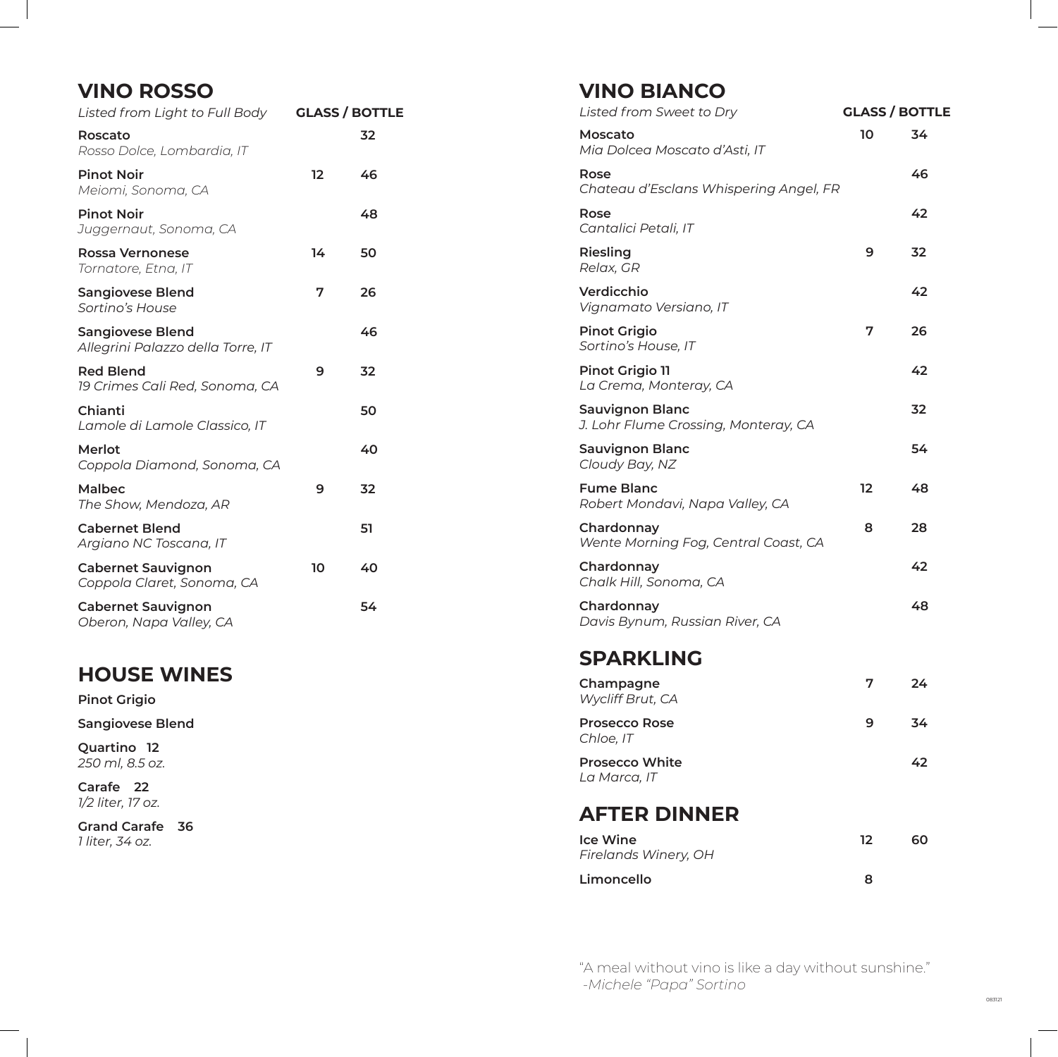## VINO ROSSO

| *Listed from Light to Full Body* | GLASS | BOTTLE |
|---|---|---|
| **Roscato**<br>*Rosso Dolce, Lombardia, IT* | | 32 |
| **Pinot Noir**<br>*Meiomi, Sonoma, CA* | 12 | 46 |
| **Pinot Noir**<br>*Juggernaut, Sonoma, CA* | | 48 |
| **Rossa Vernonese**<br>*Tornatore, Etna, IT* | 14 | 50 |
| **Sangiovese Blend**<br>*Sortino's House* | 7 | 26 |
| **Sangiovese Blend**<br>*Allegrini Palazzo della Torre, IT* | | 46 |
| **Red Blend**<br>*19 Crimes Cali Red, Sonoma, CA* | 9 | 32 |
| **Chianti**<br>*Lamole di Lamole Classico, IT* | | 50 |
| **Merlot**<br>*Coppola Diamond, Sonoma, CA* | | 40 |
| **Malbec**<br>*The Show, Mendoza, AR* | 9 | 32 |
| **Cabernet Blend**<br>*Argiano NC Toscana, IT* | | 51 |
| **Cabernet Sauvignon**<br>*Coppola Claret, Sonoma, CA* | 10 | 40 |
| **Cabernet Sauvignon**<br>*Oberon, Napa Valley, CA* | | 54 |

## HOUSE WINES

**Pinot Grigio**

**Sangiovese Blend**

**Quartino 12**
*250 ml, 8.5 oz.*

**Carafe 22**
*1/2 liter, 17 oz.*

**Grand Carafe 36**
*1 liter, 34 oz.*

## VINO BIANCO

| *Listed from Sweet to Dry* | GLASS | BOTTLE |
|---|---|---|
| **Moscato**<br>*Mia Dolcea Moscato d'Asti, IT* | 10 | 34 |
| **Rose**<br>*Chateau d'Esclans Whispering Angel, FR* | | 46 |
| **Rose**<br>*Cantalici Petali, IT* | | 42 |
| **Riesling**<br>*Relax, GR* | 9 | 32 |
| **Verdicchio**<br>*Vignamato Versiano, IT* | | 42 |
| **Pinot Grigio**<br>*Sortino's House, IT* | 7 | 26 |
| **Pinot Grigio 11**<br>*La Crema, Monteray, CA* | | 42 |
| **Sauvignon Blanc**<br>*J. Lohr Flume Crossing, Monteray, CA* | | 32 |
| **Sauvignon Blanc**<br>*Cloudy Bay, NZ* | | 54 |
| **Fume Blanc**<br>*Robert Mondavi, Napa Valley, CA* | 12 | 48 |
| **Chardonnay**<br>*Wente Morning Fog, Central Coast, CA* | 8 | 28 |
| **Chardonnay**<br>*Chalk Hill, Sonoma, CA* | | 42 |
| **Chardonnay**<br>*Davis Bynum, Russian River, CA* | | 48 |

## SPARKLING

| | | |
|---|---|---|
| **Champagne**<br>*Wycliff Brut, CA* | 7 | 24 |
| **Prosecco Rose**<br>*Chloe, IT* | 9 | 34 |
| **Prosecco White**<br>*La Marca, IT* | | 42 |

## AFTER DINNER

| | | |
|---|---|---|
| **Ice Wine**<br>*Firelands Winery, OH* | 12 | 60 |
| **Limoncello** | 8 | |

"A meal without vino is like a day without sunshine."
*-Michele "Papa" Sortino*

083121